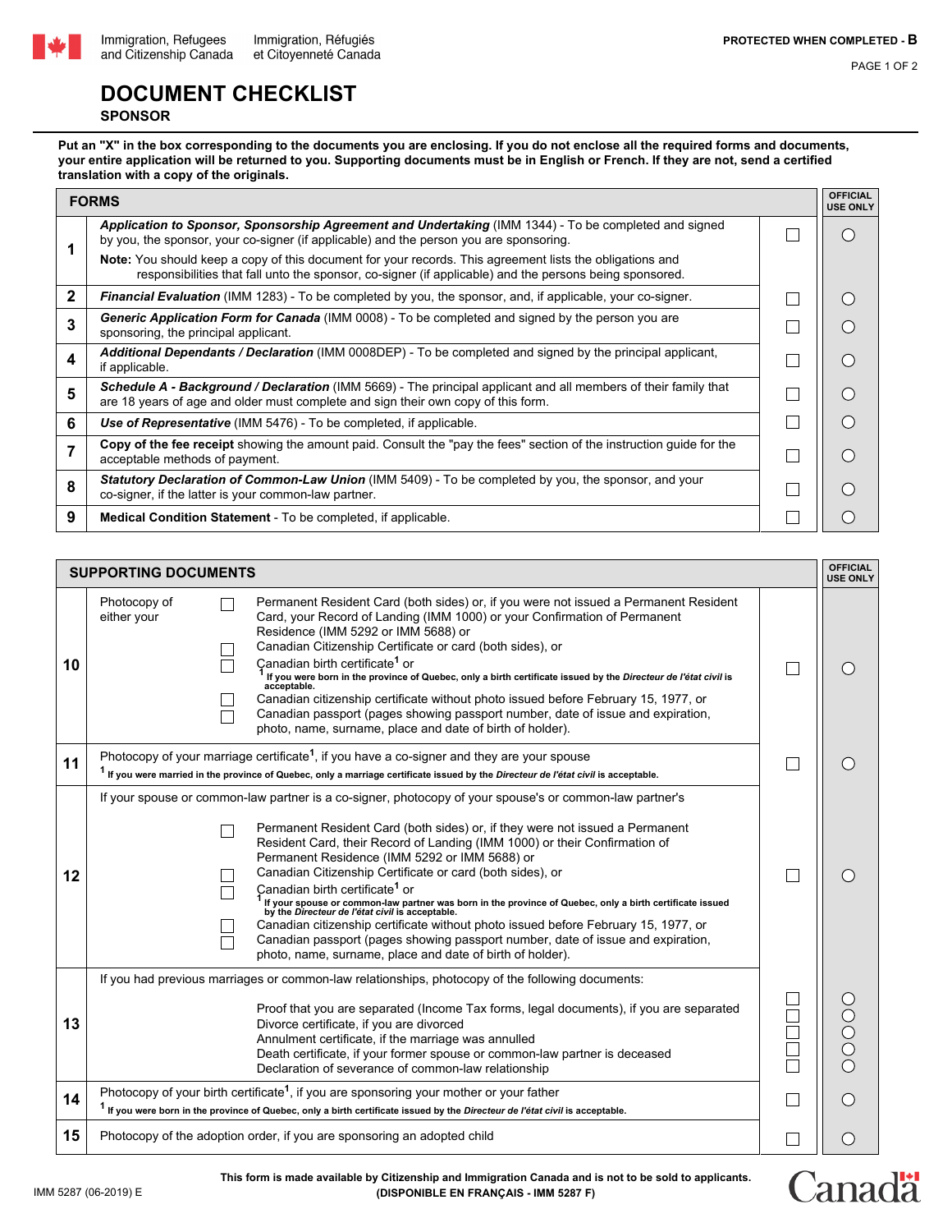Immigration, Refugees and Citizenship Canada | Immigration, Réfugiés et Citoyenneté Canada

PROTECTED WHEN COMPLETED - B

# DOCUMENT CHECKLIST

## SPONSOR

**Put an "X" in the box corresponding to the documents you are enclosing. If you do not enclose all the required forms and documents, your entire application will be returned to you. Supporting documents must be in English or French. If they are not, send a certified translation with a copy of the originals.**

| | FORMS | | OFFICIAL USE ONLY |
|---|---|---|---|
| 1 | ***Application to Sponsor, Sponsorship Agreement and Undertaking*** (IMM 1344) - To be completed and signed by you, the sponsor, your co-signer (if applicable) and the person you are sponsoring.<br>**Note:** You should keep a copy of this document for your records. This agreement lists the obligations and responsibilities that fall unto the sponsor, co-signer (if applicable) and the persons being sponsored. | ☐ | ○ |
| 2 | ***Financial Evaluation*** (IMM 1283) - To be completed by you, the sponsor, and, if applicable, your co-signer. | ☐ | ○ |
| 3 | ***Generic Application Form for Canada*** (IMM 0008) - To be completed and signed by the person you are sponsoring, the principal applicant. | ☐ | ○ |
| 4 | ***Additional Dependants / Declaration*** (IMM 0008DEP) - To be completed and signed by the principal applicant, if applicable. | ☐ | ○ |
| 5 | ***Schedule A - Background / Declaration*** (IMM 5669) - The principal applicant and all members of their family that are 18 years of age and older must complete and sign their own copy of this form. | ☐ | ○ |
| 6 | ***Use of Representative*** (IMM 5476) - To be completed, if applicable. | ☐ | ○ |
| 7 | **Copy of the fee receipt** showing the amount paid. Consult the "pay the fees" section of the instruction guide for the acceptable methods of payment. | ☐ | ○ |
| 8 | ***Statutory Declaration of Common-Law Union*** (IMM 5409) - To be completed by you, the sponsor, and your co-signer, if the latter is your common-law partner. | ☐ | ○ |
| 9 | **Medical Condition Statement** - To be completed, if applicable. | ☐ | ○ |

| | SUPPORTING DOCUMENTS | | OFFICIAL USE ONLY |
|---|---|---|---|
| 10 | Photocopy of either your<br>☐ Permanent Resident Card (both sides) or, if you were not issued a Permanent Resident Card, your Record of Landing (IMM 1000) or your Confirmation of Permanent Residence (IMM 5292 or IMM 5688) or<br>☐ Canadian Citizenship Certificate or card (both sides), or<br>☐ Canadian birth certificate[1] or<br>[1] **If you were born in the province of Quebec, only a birth certificate issued by the *Directeur de l'état civil* is acceptable.**<br>☐ Canadian citizenship certificate without photo issued before February 15, 1977, or<br>☐ Canadian passport (pages showing passport number, date of issue and expiration, photo, name, surname, place and date of birth of holder). | ☐ | ○ |
| 11 | Photocopy of your marriage certificate[1], if you have a co-signer and they are your spouse<br>[1] **If you were married in the province of Quebec, only a marriage certificate issued by the *Directeur de l'état civil* is acceptable.** | ☐ | ○ |
| 12 | If your spouse or common-law partner is a co-signer, photocopy of your spouse's or common-law partner's<br>☐ Permanent Resident Card (both sides) or, if they were not issued a Permanent Resident Card, their Record of Landing (IMM 1000) or their Confirmation of Permanent Residence (IMM 5292 or IMM 5688) or<br>☐ Canadian Citizenship Certificate or card (both sides), or<br>☐ Canadian birth certificate[1] or<br>[1] **If your spouse or common-law partner was born in the province of Quebec, only a birth certificate issued by the *Directeur de l'état civil* is acceptable.**<br>☐ Canadian citizenship certificate without photo issued before February 15, 1977, or<br>☐ Canadian passport (pages showing passport number, date of issue and expiration, photo, name, surname, place and date of birth of holder). | ☐ | ○ |
| 13 | If you had previous marriages or common-law relationships, photocopy of the following documents:<br>Proof that you are separated (Income Tax forms, legal documents), if you are separated<br>Divorce certificate, if you are divorced<br>Annulment certificate, if the marriage was annulled<br>Death certificate, if your former spouse or common-law partner is deceased<br>Declaration of severance of common-law relationship | ☐<br>☐<br>☐<br>☐<br>☐ | ○<br>○<br>○<br>○<br>○ |
| 14 | Photocopy of your birth certificate[1], if you are sponsoring your mother or your father<br>[1] **If you were born in the province of Quebec, only a birth certificate issued by the *Directeur de l'état civil* is acceptable.** | ☐ | ○ |
| 15 | Photocopy of the adoption order, if you are sponsoring an adopted child | ☐ | ○ |

IMM 5287 (06-2019) E

**This form is made available by Citizenship and Immigration Canada and is not to be sold to applicants.**
**(DISPONIBLE EN FRANÇAIS - IMM 5287 F)**

Canada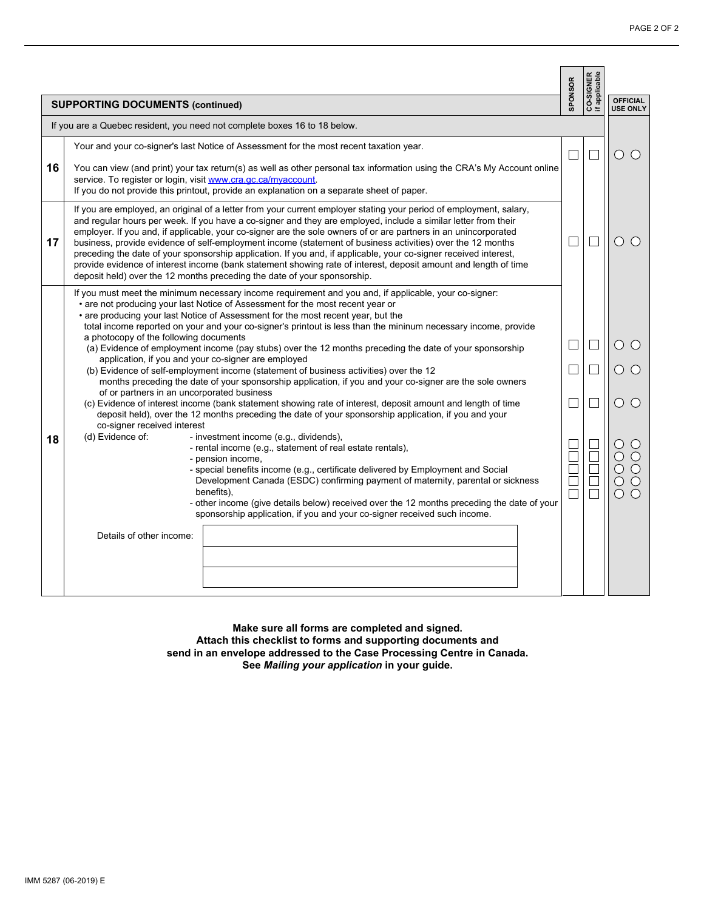| | SUPPORTING DOCUMENTS (continued) | SPONSOR | CO-SIGNER if applicable | OFFICIAL USE ONLY |
|---|---|---|---|---|
| | If you are a Quebec resident, you need not complete boxes 16 to 18 below. | | | |
| 16 | Your and your co-signer's last Notice of Assessment for the most recent taxation year.<br><br>You can view (and print) your tax return(s) as well as other personal tax information using the CRA's My Account online service. To register or login, visit www.cra.gc.ca/myaccount.<br>If you do not provide this printout, provide an explanation on a separate sheet of paper. | ☐ | ☐ | ○ ○ |
| 17 | If you are employed, an original of a letter from your current employer stating your period of employment, salary, and regular hours per week. If you have a co-signer and they are employed, include a similar letter from their employer. If you and, if applicable, your co-signer are the sole owners of or are partners in an unincorporated business, provide evidence of self-employment income (statement of business activities) over the 12 months preceding the date of your sponsorship application. If you and, if applicable, your co-signer received interest, provide evidence of interest income (bank statement showing rate of interest, deposit amount and length of time deposit held) over the 12 months preceding the date of your sponsorship. | ☐ | ☐ | ○ ○ |
| 18 | If you must meet the minimum necessary income requirement and you and, if applicable, your co-signer:<br>• are not producing your last Notice of Assessment for the most recent year or<br>• are producing your last Notice of Assessment for the most recent year, but the total income reported on your and your co-signer's printout is less than the mininum necessary income, provide a photocopy of the following documents | | | |
| | (a) Evidence of employment income (pay stubs) over the 12 months preceding the date of your sponsorship application, if you and your co-signer are employed | ☐ | ☐ | ○ ○ |
| | (b) Evidence of self-employment income (statement of business activities) over the 12 months preceding the date of your sponsorship application, if you and your co-signer are the sole owners of or partners in an uncorporated business | ☐ | ☐ | ○ ○ |
| | (c) Evidence of interest income (bank statement showing rate of interest, deposit amount and length of time deposit held), over the 12 months preceding the date of your sponsorship application, if you and your co-signer received interest | ☐ | ☐ | ○ ○ |
| | (d) Evidence of: - investment income (e.g., dividends), | ☐ | ☐ | ○ ○ |
| | - rental income (e.g., statement of real estate rentals), | ☐ | ☐ | ○ ○ |
| | - pension income, | ☐ | ☐ | ○ ○ |
| | - special benefits income (e.g., certificate delivered by Employment and Social Development Canada (ESDC) confirming payment of maternity, parental or sickness benefits), | ☐ | ☐ | ○ ○ |
| | - other income (give details below) received over the 12 months preceding the date of your sponsorship application, if you and your co-signer received such income. | ☐ | ☐ | ○ ○ |
| | Details of other income: | | | |

**Make sure all forms are completed and signed.**
**Attach this checklist to forms and supporting documents and send in an envelope addressed to the Case Processing Centre in Canada.**
**See *Mailing your application* in your guide.**

IMM 5287 (06-2019) E